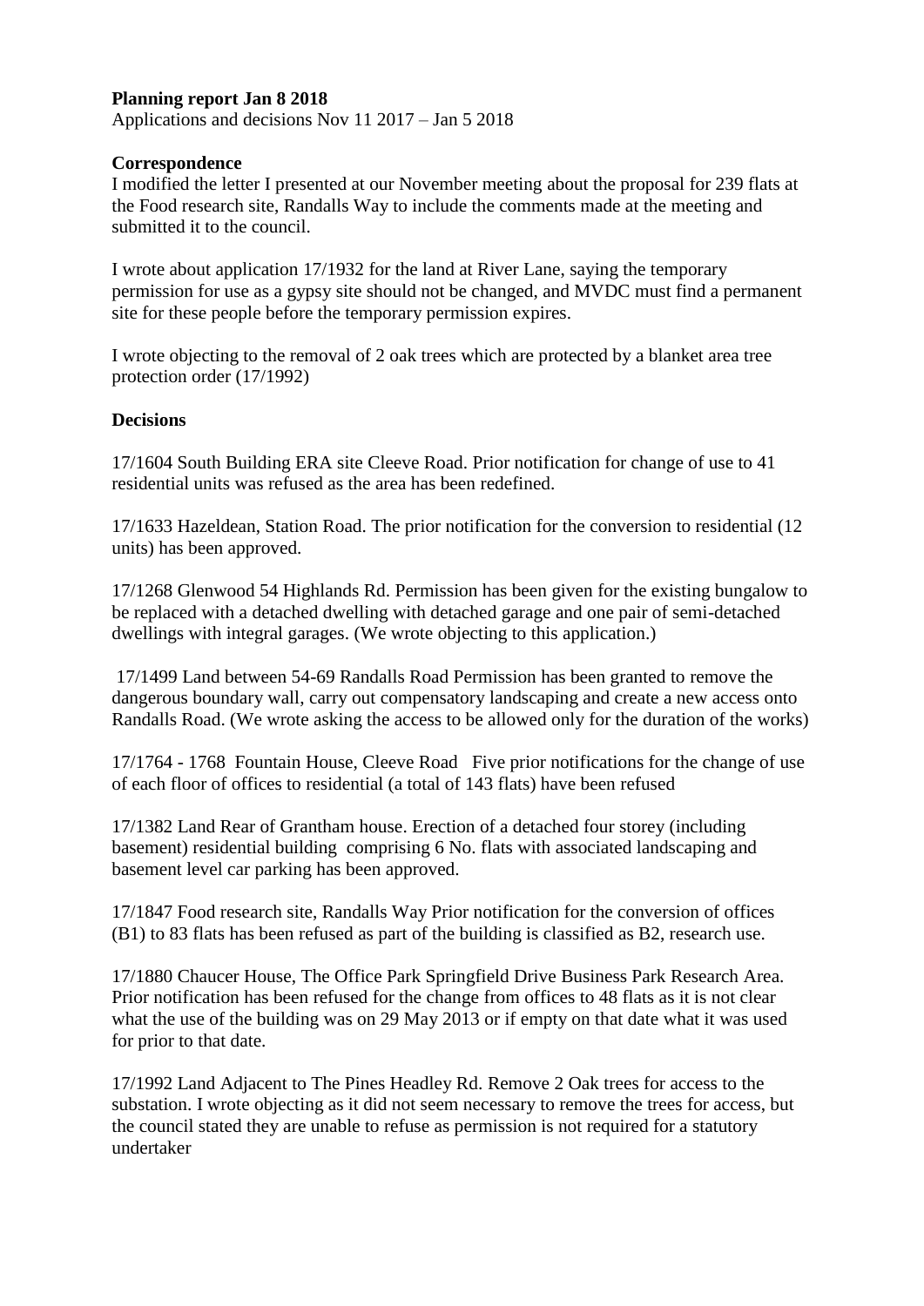**Planning report Jan 8 2018**

Applications and decisions Nov 11 2017 – Jan 5 2018

**Correspondence**

I modified the letter I presented at our November meeting about the proposal for 239 flats at the Food research site, Randalls Way to include the comments made at the meeting and submitted it to the council.

I wrote about application 17/1932 for the land at River Lane, saying the temporary permission for use as a gypsy site should not be changed, and MVDC must find a permanent site for these people before the temporary permission expires.

I wrote objecting to the removal of 2 oak trees which are protected by a blanket area tree protection order (17/1992)

**Decisions**

17/1604 South Building ERA site Cleeve Road. Prior notification for change of use to 41 residential units was refused as the area has been redefined.

17/1633 Hazeldean, Station Road. The prior notification for the conversion to residential (12 units) has been approved.

17/1268 Glenwood 54 Highlands Rd. Permission has been given for the existing bungalow to be replaced with a detached dwelling with detached garage and one pair of semi-detached dwellings with integral garages. (We wrote objecting to this application.)

17/1499 Land between 54-69 Randalls Road Permission has been granted to remove the dangerous boundary wall, carry out compensatory landscaping and create a new access onto Randalls Road. (We wrote asking the access to be allowed only for the duration of the works)

17/1764 - 1768 Fountain House, Cleeve Road Five prior notifications for the change of use of each floor of offices to residential (a total of 143 flats) have been refused

17/1382 Land Rear of Grantham house. Erection of a detached four storey (including basement) residential building comprising 6 No. flats with associated landscaping and basement level car parking has been approved.

17/1847 Food research site, Randalls Way Prior notification for the conversion of offices (B1) to 83 flats has been refused as part of the building is classified as B2, research use.

17/1880 Chaucer House, The Office Park Springfield Drive Business Park Research Area. Prior notification has been refused for the change from offices to 48 flats as it is not clear what the use of the building was on 29 May 2013 or if empty on that date what it was used for prior to that date.

17/1992 Land Adjacent to The Pines Headley Rd. Remove 2 Oak trees for access to the substation. I wrote objecting as it did not seem necessary to remove the trees for access, but the council stated they are unable to refuse as permission is not required for a statutory undertaker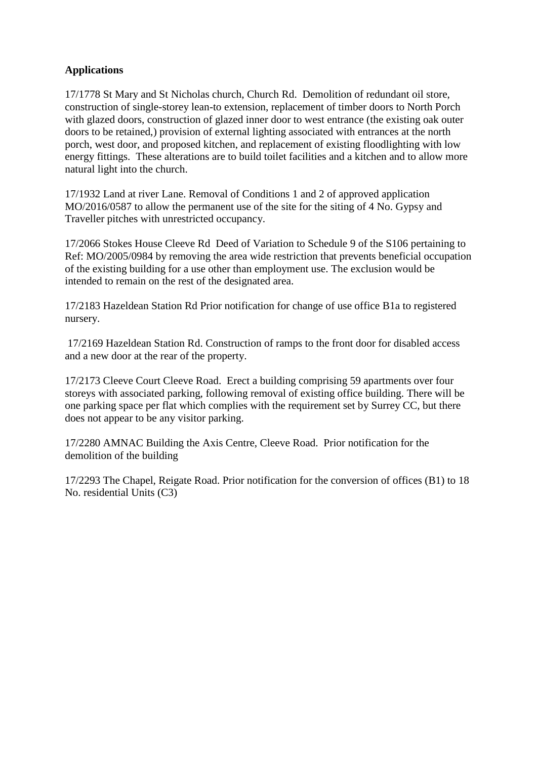**Applications**

17/1778 St Mary and St Nicholas church, Church Rd. Demolition of redundant oil store, construction of single-storey lean-to extension, replacement of timber doors to North Porch with glazed doors, construction of glazed inner door to west entrance (the existing oak outer doors to be retained,) provision of external lighting associated with entrances at the north porch, west door, and proposed kitchen, and replacement of existing floodlighting with low energy fittings. These alterations are to build toilet facilities and a kitchen and to allow more natural light into the church.

17/1932 Land at river Lane. Removal of Conditions 1 and 2 of approved application MO/2016/0587 to allow the permanent use of the site for the siting of 4 No. Gypsy and Traveller pitches with unrestricted occupancy.

17/2066 Stokes House Cleeve Rd Deed of Variation to Schedule 9 of the S106 pertaining to Ref: MO/2005/0984 by removing the area wide restriction that prevents beneficial occupation of the existing building for a use other than employment use. The exclusion would be intended to remain on the rest of the designated area.

17/2183 Hazeldean Station Rd Prior notification for change of use office B1a to registered nursery.

17/2169 Hazeldean Station Rd. Construction of ramps to the front door for disabled access and a new door at the rear of the property.

17/2173 Cleeve Court Cleeve Road. Erect a building comprising 59 apartments over four storeys with associated parking, following removal of existing office building. There will be one parking space per flat which complies with the requirement set by Surrey CC, but there does not appear to be any visitor parking.

17/2280 AMNAC Building the Axis Centre, Cleeve Road. Prior notification for the demolition of the building

17/2293 The Chapel, Reigate Road. Prior notification for the conversion of offices (B1) to 18 No. residential Units (C3)